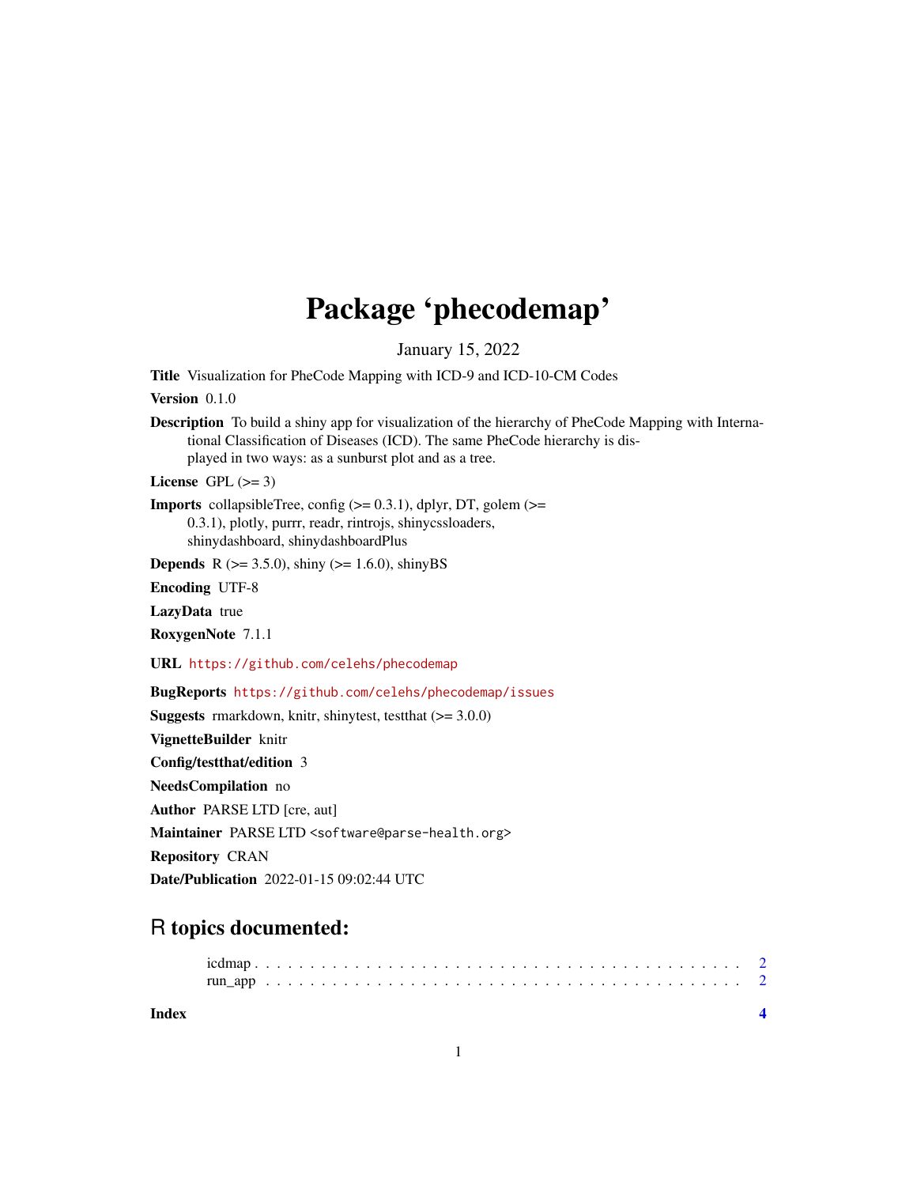# Package 'phecodemap'

January 15, 2022

**Title** Visualization for PheCode Mapping with ICD-9 and ICD-10-CM Codes

**Version** 0.1.0

**Description** To build a shiny app for visualization of the hierarchy of PheCode Mapping with International Classification of Diseases (ICD). The same PheCode hierarchy is displayed in two ways: as a sunburst plot and as a tree.

**License** GPL (>= 3)

**Imports** collapsibleTree, config (>= 0.3.1), dplyr, DT, golem (>= 0.3.1), plotly, purrr, readr, rintrojs, shinycssloaders, shinydashboard, shinydashboardPlus

**Depends** R (>= 3.5.0), shiny (>= 1.6.0), shinyBS

**Encoding** UTF-8

**LazyData** true

**RoxygenNote** 7.1.1

**URL** https://github.com/celehs/phecodemap

**BugReports** https://github.com/celehs/phecodemap/issues

**Suggests** rmarkdown, knitr, shinytest, testthat (>= 3.0.0)

**VignetteBuilder** knitr

**Config/testthat/edition** 3

**NeedsCompilation** no

**Author** PARSE LTD [cre, aut]

**Maintainer** PARSE LTD <software@parse-health.org>

**Repository** CRAN

**Date/Publication** 2022-01-15 09:02:44 UTC

## R topics documented:

icdmap . . . . . . . . . . . . . . . . . . . . . . . . . . . . . . . . . . . . . . . . 2
run_app . . . . . . . . . . . . . . . . . . . . . . . . . . . . . . . . . . . . . . . 2

**Index** 4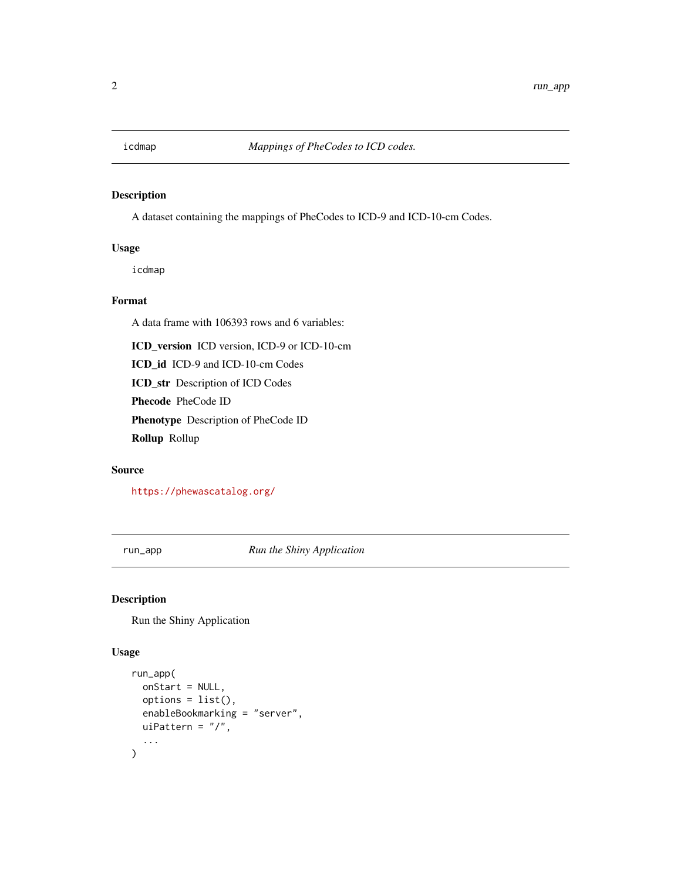## icdmap — *Mappings of PheCodes to ICD codes.*

### Description

A dataset containing the mappings of PheCodes to ICD-9 and ICD-10-cm Codes.

### Usage

```
icdmap
```

### Format

A data frame with 106393 rows and 6 variables:

**ICD_version** ICD version, ICD-9 or ICD-10-cm

**ICD_id** ICD-9 and ICD-10-cm Codes

**ICD_str** Description of ICD Codes

**Phecode** PheCode ID

**Phenotype** Description of PheCode ID

**Rollup** Rollup

### Source

https://phewascatalog.org/

## run_app — *Run the Shiny Application*

### Description

Run the Shiny Application

### Usage

```
run_app(
  onStart = NULL,
  options = list(),
  enableBookmarking = "server",
  uiPattern = "/",
  ...
)
```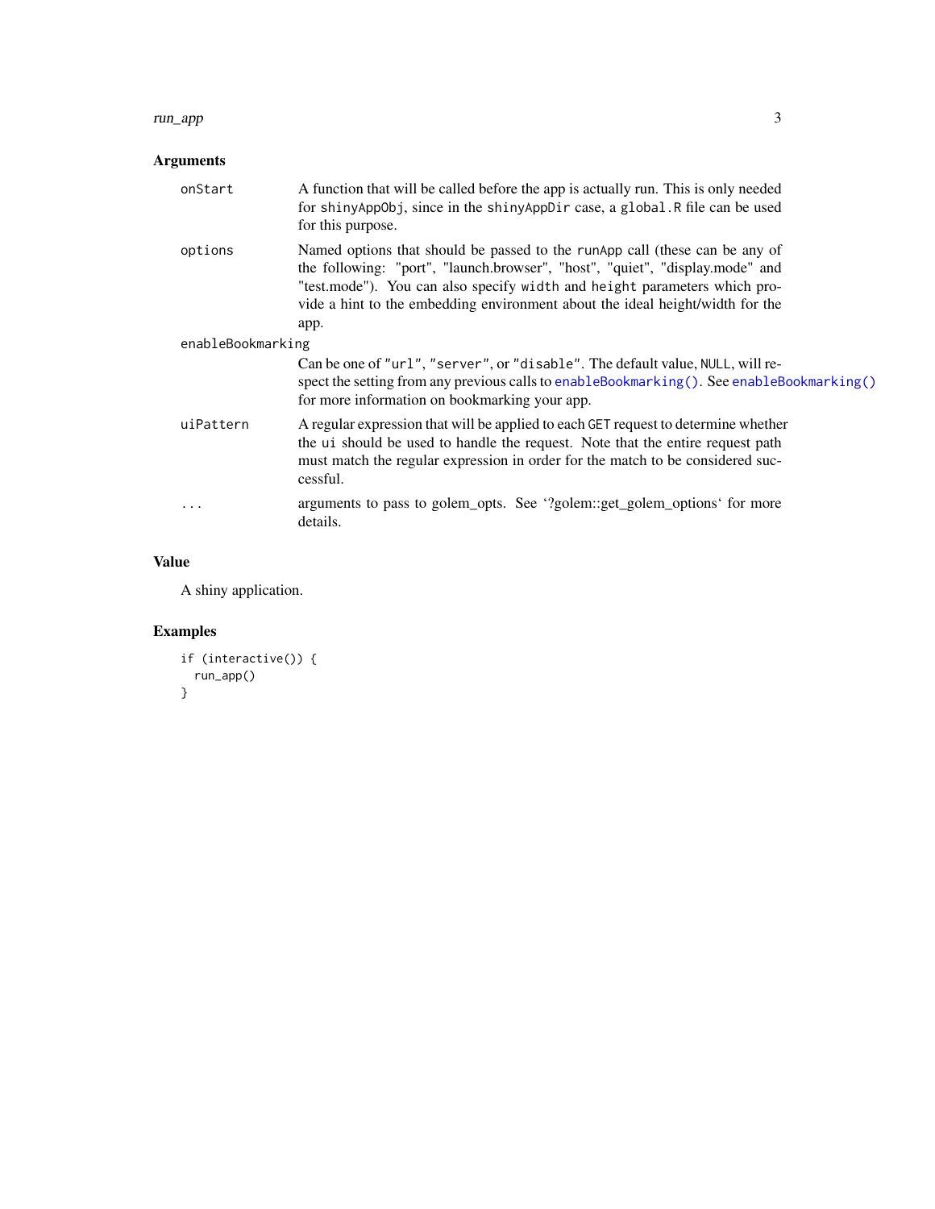## Arguments

| | |
|---|---|
| onStart | A function that will be called before the app is actually run. This is only needed for `shinyAppObj`, since in the `shinyAppDir` case, a `global.R` file can be used for this purpose. |
| options | Named options that should be passed to the `runApp` call (these can be any of the following: "port", "launch.browser", "host", "quiet", "display.mode" and "test.mode"). You can also specify `width` and `height` parameters which provide a hint to the embedding environment about the ideal height/width for the app. |
| enableBookmarking | Can be one of `"url"`, `"server"`, or `"disable"`. The default value, `NULL`, will respect the setting from any previous calls to `enableBookmarking()`. See `enableBookmarking()` for more information on bookmarking your app. |
| uiPattern | A regular expression that will be applied to each `GET` request to determine whether the `ui` should be used to handle the request. Note that the entire request path must match the regular expression in order for the match to be considered successful. |
| ... | arguments to pass to golem_opts. See '?golem::get_golem_options' for more details. |

## Value

A shiny application.

## Examples

```
if (interactive()) {
  run_app()
}
```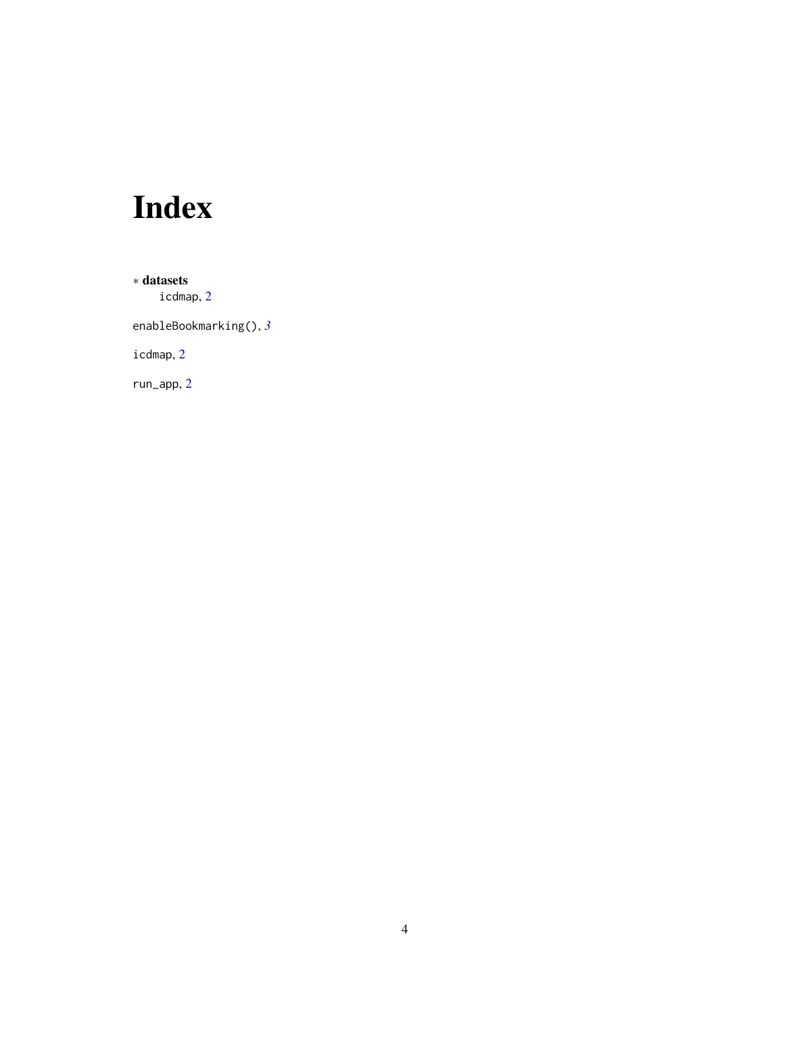# Index

∗ **datasets**
    icdmap, 2

enableBookmarking(), *3*

icdmap, 2

run_app, 2